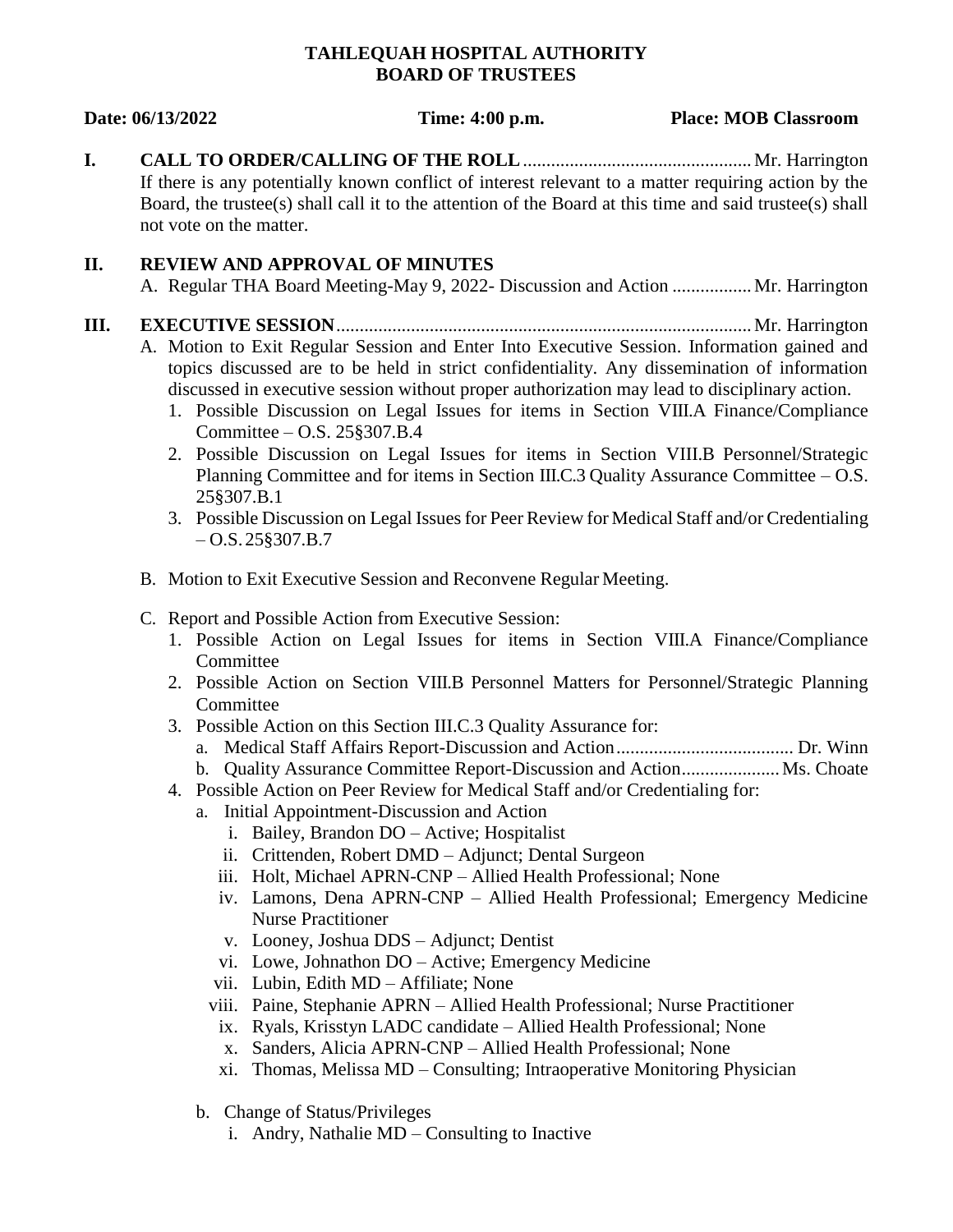**TAHLEQUAH HOSPITAL AUTHORITY**
**BOARD OF TRUSTEES**

**Date: 06/13/2022** **Time: 4:00 p.m.** **Place: MOB Classroom**

**I. CALL TO ORDER/CALLING OF THE ROLL** ................................................ Mr. Harrington
If there is any potentially known conflict of interest relevant to a matter requiring action by the Board, the trustee(s) shall call it to the attention of the Board at this time and said trustee(s) shall not vote on the matter.

**II. REVIEW AND APPROVAL OF MINUTES**

A. Regular THA Board Meeting-May 9, 2022- Discussion and Action ................ Mr. Harrington

**III. EXECUTIVE SESSION** ........................................................................................ Mr. Harrington

A. Motion to Exit Regular Session and Enter Into Executive Session. Information gained and topics discussed are to be held in strict confidentiality. Any dissemination of information discussed in executive session without proper authorization may lead to disciplinary action.
   1. Possible Discussion on Legal Issues for items in Section VIII.A Finance/Compliance Committee – O.S. 25§307.B.4
   2. Possible Discussion on Legal Issues for items in Section VIII.B Personnel/Strategic Planning Committee and for items in Section III.C.3 Quality Assurance Committee – O.S. 25§307.B.1
   3. Possible Discussion on Legal Issues for Peer Review for Medical Staff and/or Credentialing – O.S. 25§307.B.7

B. Motion to Exit Executive Session and Reconvene Regular Meeting.

C. Report and Possible Action from Executive Session:
   1. Possible Action on Legal Issues for items in Section VIII.A Finance/Compliance Committee
   2. Possible Action on Section VIII.B Personnel Matters for Personnel/Strategic Planning Committee
   3. Possible Action on this Section III.C.3 Quality Assurance for:
      a. Medical Staff Affairs Report-Discussion and Action ...................................... Dr. Winn
      b. Quality Assurance Committee Report-Discussion and Action ..................... Ms. Choate
   4. Possible Action on Peer Review for Medical Staff and/or Credentialing for:
      a. Initial Appointment-Discussion and Action
         i. Bailey, Brandon DO – Active; Hospitalist
         ii. Crittenden, Robert DMD – Adjunct; Dental Surgeon
         iii. Holt, Michael APRN-CNP – Allied Health Professional; None
         iv. Lamons, Dena APRN-CNP – Allied Health Professional; Emergency Medicine Nurse Practitioner
         v. Looney, Joshua DDS – Adjunct; Dentist
         vi. Lowe, Johnathon DO – Active; Emergency Medicine
         vii. Lubin, Edith MD – Affiliate; None
         viii. Paine, Stephanie APRN – Allied Health Professional; Nurse Practitioner
         ix. Ryals, Krisstyn LADC candidate – Allied Health Professional; None
         x. Sanders, Alicia APRN-CNP – Allied Health Professional; None
         xi. Thomas, Melissa MD – Consulting; Intraoperative Monitoring Physician

      b. Change of Status/Privileges
         i. Andry, Nathalie MD – Consulting to Inactive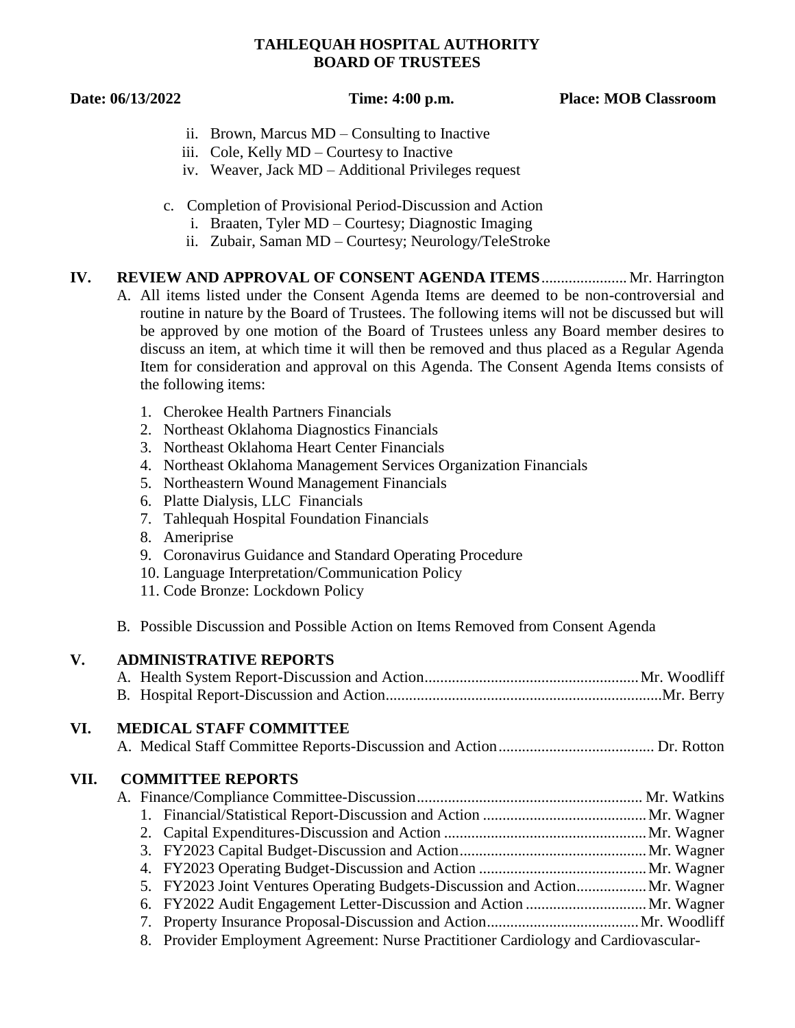**TAHLEQUAH HOSPITAL AUTHORITY**
**BOARD OF TRUSTEES**

**Date: 06/13/2022** **Time: 4:00 p.m.** **Place: MOB Classroom**

- ii. Brown, Marcus MD – Consulting to Inactive
- iii. Cole, Kelly MD – Courtesy to Inactive
- iv. Weaver, Jack MD – Additional Privileges request

c. Completion of Provisional Period-Discussion and Action

- i. Braaten, Tyler MD – Courtesy; Diagnostic Imaging
- ii. Zubair, Saman MD – Courtesy; Neurology/TeleStroke

## IV. REVIEW AND APPROVAL OF CONSENT AGENDA ITEMS ...................... Mr. Harrington

A. All items listed under the Consent Agenda Items are deemed to be non-controversial and routine in nature by the Board of Trustees. The following items will not be discussed but will be approved by one motion of the Board of Trustees unless any Board member desires to discuss an item, at which time it will then be removed and thus placed as a Regular Agenda Item for consideration and approval on this Agenda. The Consent Agenda Items consists of the following items:

1. Cherokee Health Partners Financials
2. Northeast Oklahoma Diagnostics Financials
3. Northeast Oklahoma Heart Center Financials
4. Northeast Oklahoma Management Services Organization Financials
5. Northeastern Wound Management Financials
6. Platte Dialysis, LLC Financials
7. Tahlequah Hospital Foundation Financials
8. Ameriprise
9. Coronavirus Guidance and Standard Operating Procedure
10. Language Interpretation/Communication Policy
11. Code Bronze: Lockdown Policy

B. Possible Discussion and Possible Action on Items Removed from Consent Agenda

## V. ADMINISTRATIVE REPORTS

A. Health System Report-Discussion and Action........................................................ Mr. Woodliff
B. Hospital Report-Discussion and Action....................................................................... Mr. Berry

## VI. MEDICAL STAFF COMMITTEE

A. Medical Staff Committee Reports-Discussion and Action........................................ Dr. Rotton

## VII. COMMITTEE REPORTS

A. Finance/Compliance Committee-Discussion.......................................................... Mr. Watkins

1. Financial/Statistical Report-Discussion and Action .......................................... Mr. Wagner
2. Capital Expenditures-Discussion and Action .................................................... Mr. Wagner
3. FY2023 Capital Budget-Discussion and Action................................................ Mr. Wagner
4. FY2023 Operating Budget-Discussion and Action ........................................... Mr. Wagner
5. FY2023 Joint Ventures Operating Budgets-Discussion and Action.................. Mr. Wagner
6. FY2022 Audit Engagement Letter-Discussion and Action ............................... Mr. Wagner
7. Property Insurance Proposal-Discussion and Action....................................... Mr. Woodliff
8. Provider Employment Agreement: Nurse Practitioner Cardiology and Cardiovascular-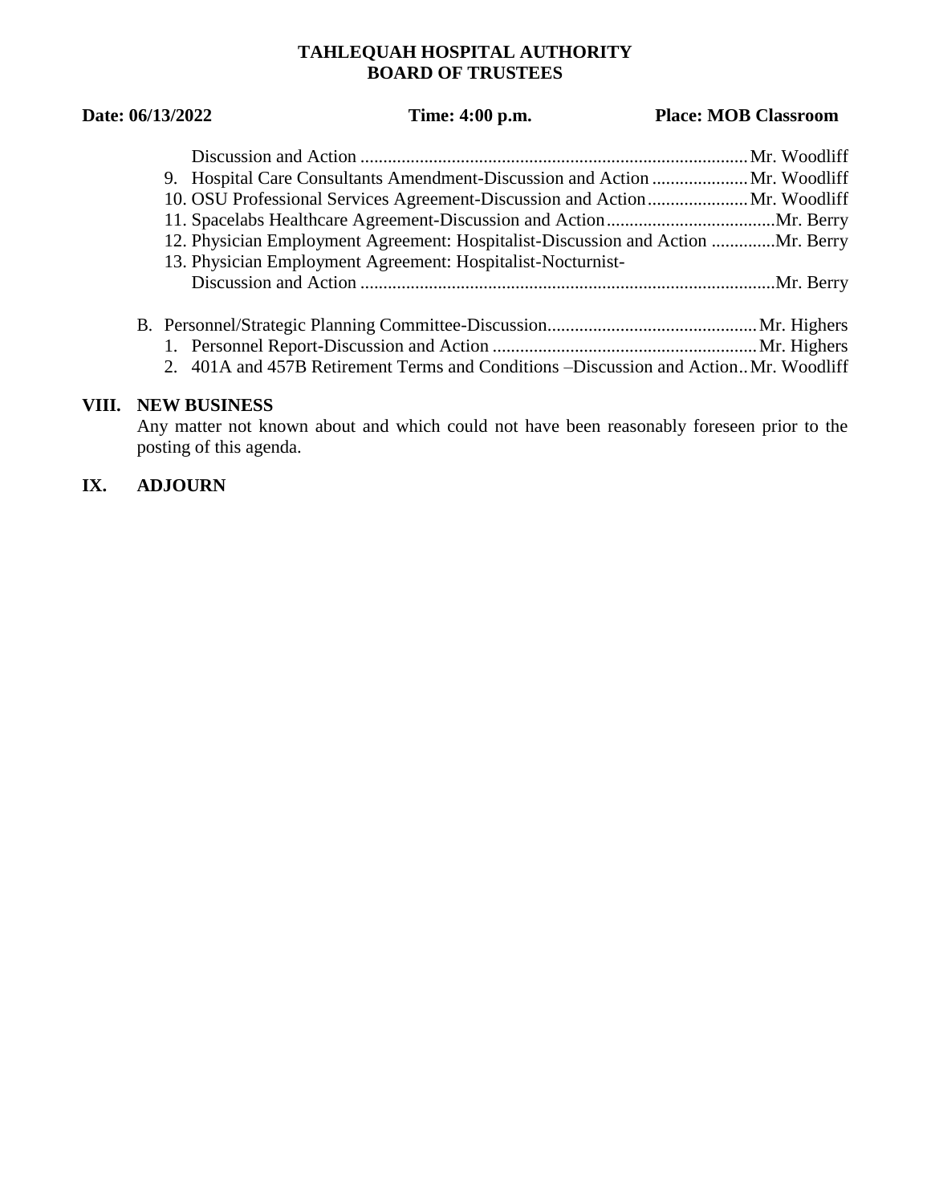**TAHLEQUAH HOSPITAL AUTHORITY**
**BOARD OF TRUSTEES**

**Date: 06/13/2022** **Time: 4:00 p.m.** **Place: MOB Classroom**

Discussion and Action .................................................................................... Mr. Woodliff

9. Hospital Care Consultants Amendment-Discussion and Action ..................... Mr. Woodliff
10. OSU Professional Services Agreement-Discussion and Action ...................... Mr. Woodliff
11. Spacelabs Healthcare Agreement-Discussion and Action ..................................... Mr. Berry
12. Physician Employment Agreement: Hospitalist-Discussion and Action ............. Mr. Berry
13. Physician Employment Agreement: Hospitalist-Nocturnist-
    Discussion and Action .......................................................................................... Mr. Berry

B. Personnel/Strategic Planning Committee-Discussion............................................. Mr. Highers
   1. Personnel Report-Discussion and Action ......................................................... Mr. Highers
   2. 401A and 457B Retirement Terms and Conditions –Discussion and Action.. Mr. Woodliff

## VIII. NEW BUSINESS

Any matter not known about and which could not have been reasonably foreseen prior to the posting of this agenda.

## IX. ADJOURN